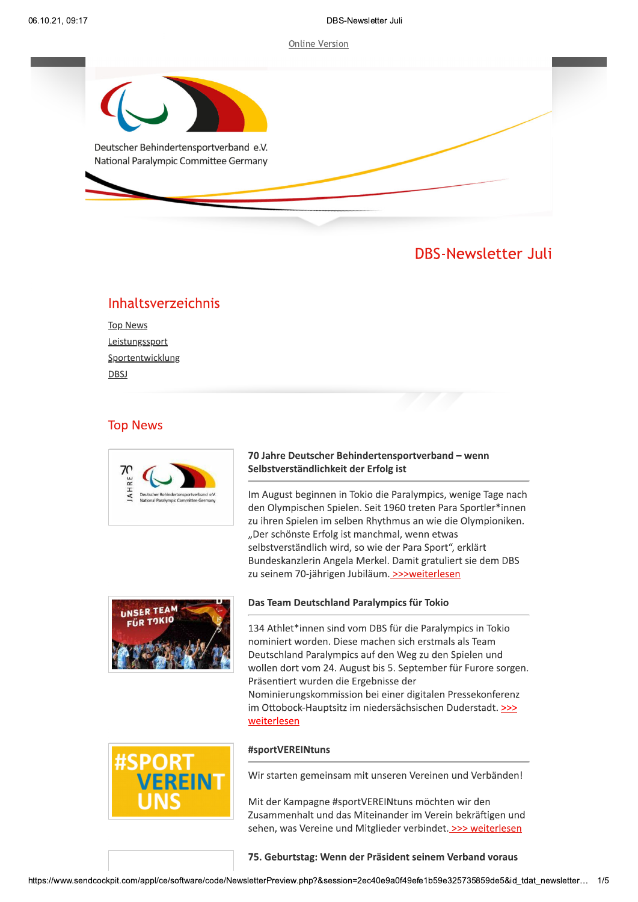Online Version

Deutscher Behindertensportverband e.V.
National Paralympic Committee Germany

# DBS-Newsletter Juli

## Inhaltsverzeichnis

Top News
Leistungssport
Sportentwicklung
DBSJ

## Top News

### 70 Jahre Deutscher Behindertensportverband – wenn Selbstverständlichkeit der Erfolg ist

Im August beginnen in Tokio die Paralympics, wenige Tage nach den Olympischen Spielen. Seit 1960 treten Para Sportler*innen zu ihren Spielen im selben Rhythmus an wie die Olympioniken. „Der schönste Erfolg ist manchmal, wenn etwas selbstverständlich wird, so wie der Para Sport", erklärt Bundeskanzlerin Angela Merkel. Damit gratuliert sie dem DBS zu seinem 70-jährigen Jubiläum. >>>weiterlesen

### Das Team Deutschland Paralympics für Tokio

134 Athlet*innen sind vom DBS für die Paralympics in Tokio nominiert worden. Diese machen sich erstmals als Team Deutschland Paralympics auf den Weg zu den Spielen und wollen dort vom 24. August bis 5. September für Furore sorgen. Präsentiert wurden die Ergebnisse der Nominierungskommission bei einer digitalen Pressekonferenz im Ottobock-Hauptsitz im niedersächsischen Duderstadt. >>> weiterlesen

### #sportVEREINtuns

Wir starten gemeinsam mit unseren Vereinen und Verbänden!

Mit der Kampagne #sportVEREINtuns möchten wir den Zusammenhalt und das Miteinander im Verein bekräftigen und sehen, was Vereine und Mitglieder verbindet. >>> weiterlesen

### 75. Geburtstag: Wenn der Präsident seinem Verband voraus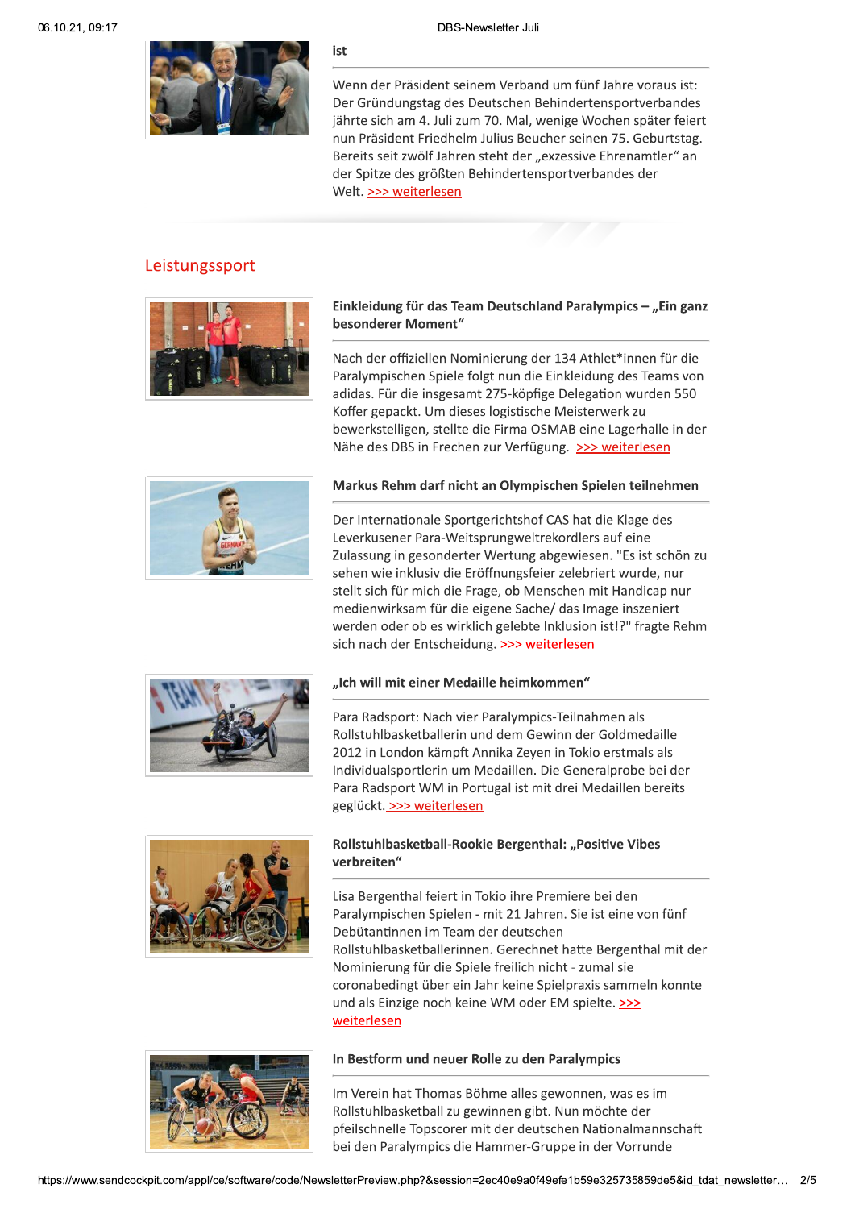ist

Wenn der Präsident seinem Verband um fünf Jahre voraus ist: Der Gründungstag des Deutschen Behindertensportverbandes jährte sich am 4. Juli zum 70. Mal, wenige Wochen später feiert nun Präsident Friedhelm Julius Beucher seinen 75. Geburtstag. Bereits seit zwölf Jahren steht der „exzessive Ehrenamtler“ an der Spitze des größten Behindertensportverbandes der Welt. >>> weiterlesen

## Leistungssport

### Einkleidung für das Team Deutschland Paralympics – „Ein ganz besonderer Moment“

Nach der offiziellen Nominierung der 134 Athlet*innen für die Paralympischen Spiele folgt nun die Einkleidung des Teams von adidas. Für die insgesamt 275-köpfige Delegation wurden 550 Koffer gepackt. Um dieses logistische Meisterwerk zu bewerkstelligen, stellte die Firma OSMAB eine Lagerhalle in der Nähe des DBS in Frechen zur Verfügung. >>> weiterlesen

### Markus Rehm darf nicht an Olympischen Spielen teilnehmen

Der Internationale Sportgerichtshof CAS hat die Klage des Leverkusener Para-Weitsprungweltrekordlers auf eine Zulassung in gesonderter Wertung abgewiesen. "Es ist schön zu sehen wie inklusiv die Eröffnungsfeier zelebriert wurde, nur stellt sich für mich die Frage, ob Menschen mit Handicap nur medienwirksam für die eigene Sache/ das Image inszeniert werden oder ob es wirklich gelebte Inklusion ist!?" fragte Rehm sich nach der Entscheidung. >>> weiterlesen

### „Ich will mit einer Medaille heimkommen“

Para Radsport: Nach vier Paralympics-Teilnahmen als Rollstuhlbasketballerin und dem Gewinn der Goldmedaille 2012 in London kämpft Annika Zeyen in Tokio erstmals als Individualsportlerin um Medaillen. Die Generalprobe bei der Para Radsport WM in Portugal ist mit drei Medaillen bereits geglückt. >>> weiterlesen

### Rollstuhlbasketball-Rookie Bergenthal: „Positive Vibes verbreiten“

Lisa Bergenthal feiert in Tokio ihre Premiere bei den Paralympischen Spielen - mit 21 Jahren. Sie ist eine von fünf Debütantinnen im Team der deutschen Rollstuhlbasketballerinnen. Gerechnet hatte Bergenthal mit der Nominierung für die Spiele freilich nicht - zumal sie coronabedingt über ein Jahr keine Spielpraxis sammeln konnte und als Einzige noch keine WM oder EM spielte. >>> weiterlesen

### In Bestform und neuer Rolle zu den Paralympics

Im Verein hat Thomas Böhme alles gewonnen, was es im Rollstuhlbasketball zu gewinnen gibt. Nun möchte der pfeilschnelle Topscorer mit der deutschen Nationalmannschaft bei den Paralympics die Hammer-Gruppe in der Vorrunde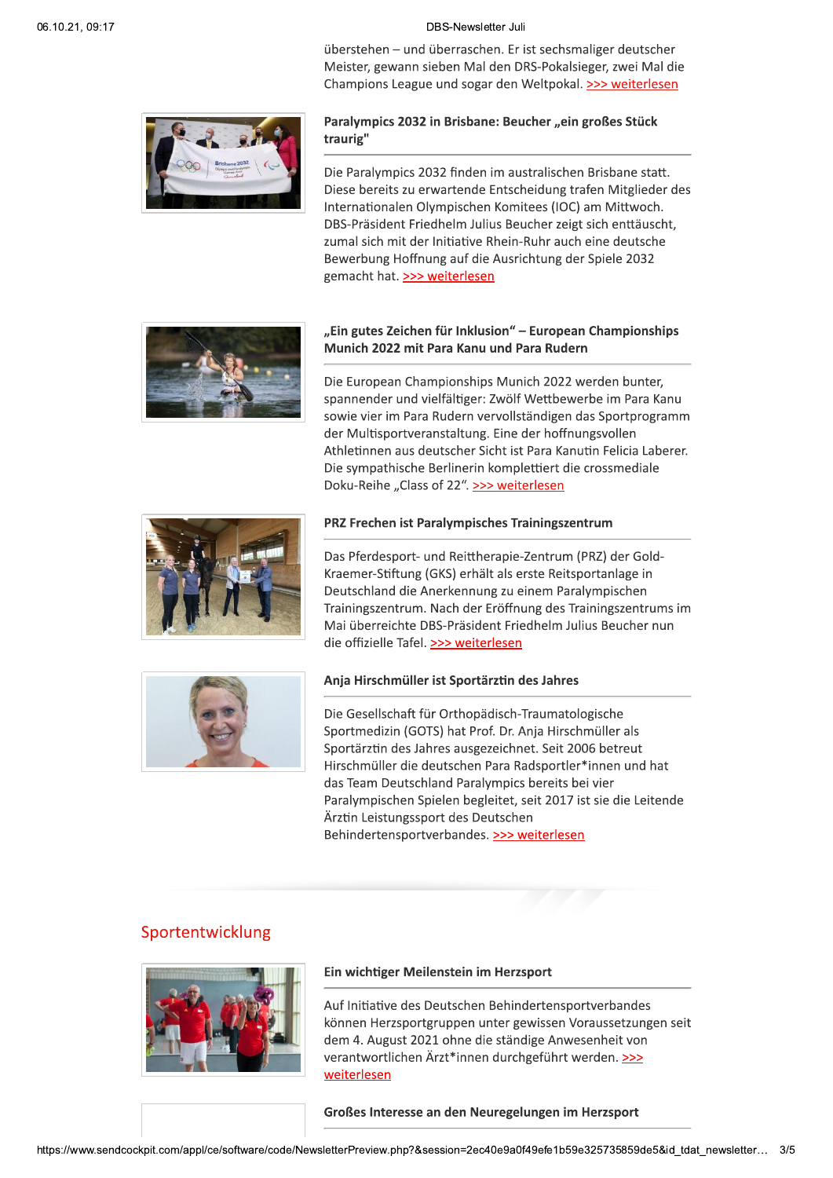überstehen – und überraschen. Er ist sechsmaliger deutscher Meister, gewann sieben Mal den DRS-Pokalsieger, zwei Mal die Champions League und sogar den Weltpokal. >>> weiterlesen

### Paralympics 2032 in Brisbane: Beucher „ein großes Stück traurig"

Die Paralympics 2032 finden im australischen Brisbane statt. Diese bereits zu erwartende Entscheidung trafen Mitglieder des Internationalen Olympischen Komitees (IOC) am Mittwoch. DBS-Präsident Friedhelm Julius Beucher zeigt sich enttäuscht, zumal sich mit der Initiative Rhein-Ruhr auch eine deutsche Bewerbung Hoffnung auf die Ausrichtung der Spiele 2032 gemacht hat. >>> weiterlesen

### „Ein gutes Zeichen für Inklusion" – European Championships Munich 2022 mit Para Kanu und Para Rudern

Die European Championships Munich 2022 werden bunter, spannender und vielfältiger: Zwölf Wettbewerbe im Para Kanu sowie vier im Para Rudern vervollständigen das Sportprogramm der Multisportveranstaltung. Eine der hoffnungsvollen Athletinnen aus deutscher Sicht ist Para Kanutin Felicia Laberer. Die sympathische Berlinerin komplettiert die crossmediale Doku-Reihe „Class of 22". >>> weiterlesen

### PRZ Frechen ist Paralympisches Trainingszentrum

Das Pferdesport- und Reittherapie-Zentrum (PRZ) der Gold-Kraemer-Stiftung (GKS) erhält als erste Reitsportanlage in Deutschland die Anerkennung zu einem Paralympischen Trainingszentrum. Nach der Eröffnung des Trainingszentrums im Mai überreichte DBS-Präsident Friedhelm Julius Beucher nun die offizielle Tafel. >>> weiterlesen

### Anja Hirschmüller ist Sportärztin des Jahres

Die Gesellschaft für Orthopädisch-Traumatologische Sportmedizin (GOTS) hat Prof. Dr. Anja Hirschmüller als Sportärztin des Jahres ausgezeichnet. Seit 2006 betreut Hirschmüller die deutschen Para Radsportler*innen und hat das Team Deutschland Paralympics bereits bei vier Paralympischen Spielen begleitet, seit 2017 ist sie die Leitende Ärztin Leistungssport des Deutschen Behindertensportverbandes. >>> weiterlesen

## Sportentwicklung

### Ein wichtiger Meilenstein im Herzsport

Auf Initiative des Deutschen Behindertensportverbandes können Herzsportgruppen unter gewissen Voraussetzungen seit dem 4. August 2021 ohne die ständige Anwesenheit von verantwortlichen Ärzt*innen durchgeführt werden. >>> weiterlesen

### Großes Interesse an den Neuregelungen im Herzsport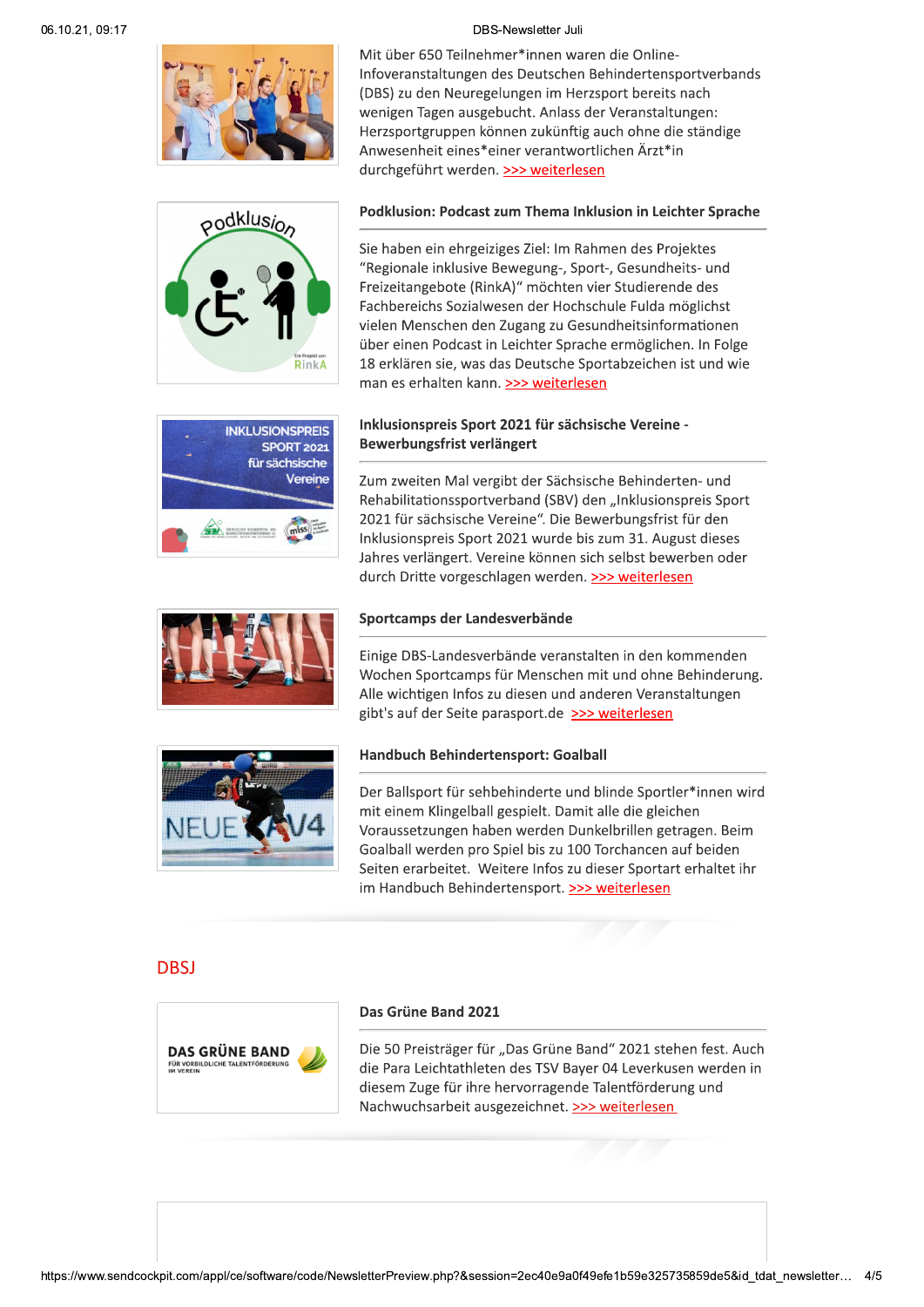Mit über 650 Teilnehmer*innen waren die Online-Infoveranstaltungen des Deutschen Behindertensportverbands (DBS) zu den Neuregelungen im Herzsport bereits nach wenigen Tagen ausgebucht. Anlass der Veranstaltungen: Herzsportgruppen können zukünftig auch ohne die ständige Anwesenheit eines*einer verantwortlichen Ärzt*in durchgeführt werden. >>> weiterlesen

### Podklusion: Podcast zum Thema Inklusion in Leichter Sprache

Sie haben ein ehrgeiziges Ziel: Im Rahmen des Projektes "Regionale inklusive Bewegung-, Sport-, Gesundheits- und Freizeitangebote (RinkA)" möchten vier Studierende des Fachbereichs Sozialwesen der Hochschule Fulda möglichst vielen Menschen den Zugang zu Gesundheitsinformationen über einen Podcast in Leichter Sprache ermöglichen. In Folge 18 erklären sie, was das Deutsche Sportabzeichen ist und wie man es erhalten kann. >>> weiterlesen

### Inklusionspreis Sport 2021 für sächsische Vereine - Bewerbungsfrist verlängert

Zum zweiten Mal vergibt der Sächsische Behinderten- und Rehabilitationssportverband (SBV) den „Inklusionspreis Sport 2021 für sächsische Vereine". Die Bewerbungsfrist für den Inklusionspreis Sport 2021 wurde bis zum 31. August dieses Jahres verlängert. Vereine können sich selbst bewerben oder durch Dritte vorgeschlagen werden. >>> weiterlesen

### Sportcamps der Landesverbände

Einige DBS-Landesverbände veranstalten in den kommenden Wochen Sportcamps für Menschen mit und ohne Behinderung. Alle wichtigen Infos zu diesen und anderen Veranstaltungen gibt's auf der Seite parasport.de >>> weiterlesen

### Handbuch Behindertensport: Goalball

Der Ballsport für sehbehinderte und blinde Sportler*innen wird mit einem Klingelball gespielt. Damit alle die gleichen Voraussetzungen haben werden Dunkelbrillen getragen. Beim Goalball werden pro Spiel bis zu 100 Torchancen auf beiden Seiten erarbeitet. Weitere Infos zu dieser Sportart erhaltet ihr im Handbuch Behindertensport. >>> weiterlesen

## DBSJ

### Das Grüne Band 2021

Die 50 Preisträger für „Das Grüne Band" 2021 stehen fest. Auch die Para Leichtathleten des TSV Bayer 04 Leverkusen werden in diesem Zuge für ihre hervorragende Talentförderung und Nachwuchsarbeit ausgezeichnet. >>> weiterlesen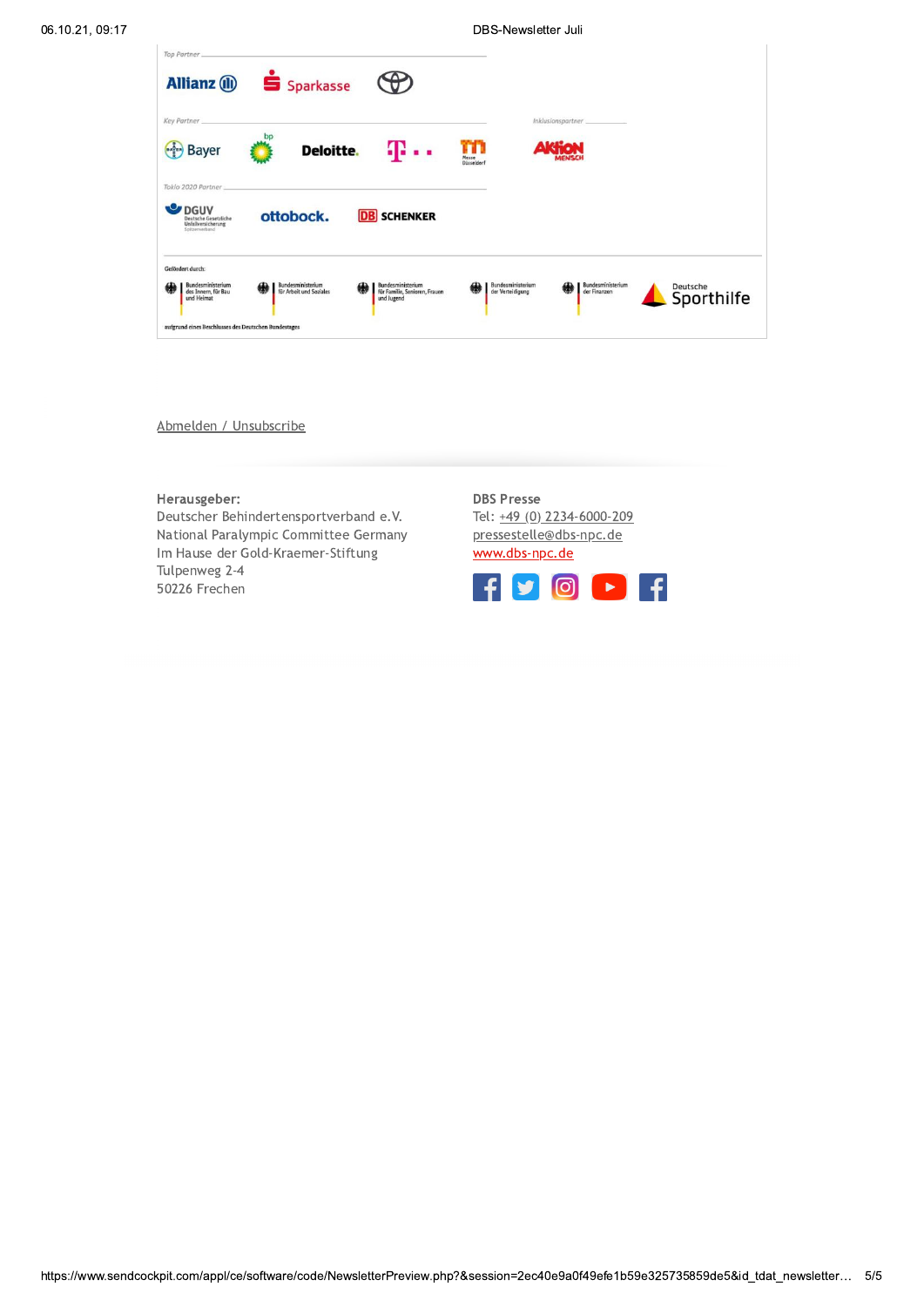Top Partner

Allianz Sparkasse

Key Partner

Bayer bp Deloitte.

Inklusionspartner

Aktion Mensch

Tokio 2020 Partner

DGUV Deutsche Gesetzliche Unfallversicherung Spitzenverband

ottobock.

DB SCHENKER

Gefördert durch:

Bundesministerium des Innern, für Bau und Heimat

Bundesministerium für Arbeit und Soziales

Bundesministerium für Familie, Senioren, Frauen und Jugend

Bundesministerium der Verteidigung

Bundesministerium der Finanzen

Deutsche Sporthilfe

aufgrund eines Beschlusses des Deutschen Bundestages

Abmelden / Unsubscribe

**Herausgeber:**
Deutscher Behindertensportverband e.V.
National Paralympic Committee Germany
Im Hause der Gold-Kraemer-Stiftung
Tulpenweg 2-4
50226 Frechen

**DBS Presse**
Tel: +49 (0) 2234-6000-209
pressestelle@dbs-npc.de
www.dbs-npc.de